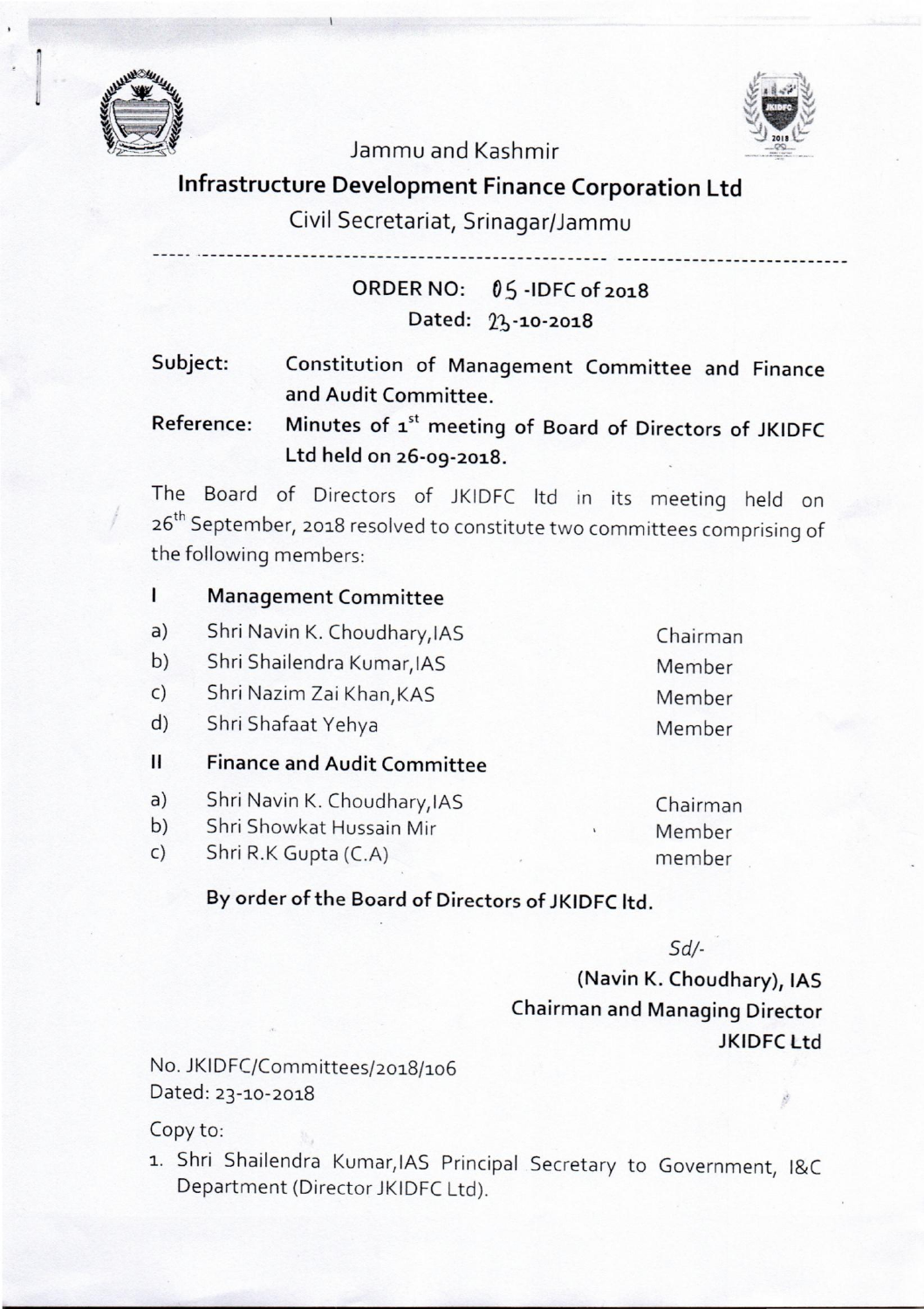Jammu and Kashmir

# Infrastructure Development Finance Corporation Ltd

Civil Secretariat, Srinagar/Jammu

---

**ORDER NO: 05 -IDFC of 2018**

**Dated: 23-10-2018**

**Subject:** **Constitution of Management Committee and Finance and Audit Committee.**

**Reference:** **Minutes of 1st meeting of Board of Directors of JKIDFC Ltd held on 26-09-2018.**

The Board of Directors of JKIDFC ltd in its meeting held on 26th September, 2018 resolved to constitute two committees comprising of the following members:

**I Management Committee**

| | | |
|---|---|---|
| a) | Shri Navin K. Choudhary, IAS | Chairman |
| b) | Shri Shailendra Kumar, IAS | Member |
| c) | Shri Nazim Zai Khan, KAS | Member |
| d) | Shri Shafaat Yehya | Member |

**II Finance and Audit Committee**

| | | |
|---|---|---|
| a) | Shri Navin K. Choudhary, IAS | Chairman |
| b) | Shri Showkat Hussain Mir | Member |
| c) | Shri R.K Gupta (C.A) | member |

**By order of the Board of Directors of JKIDFC ltd.**

*Sd/-*

**(Navin K. Choudhary), IAS**
**Chairman and Managing Director**
**JKIDFC Ltd**

No. JKIDFC/Committees/2018/106
Dated: 23-10-2018

Copy to:

1. Shri Shailendra Kumar, IAS Principal Secretary to Government, I&C Department (Director JKIDFC Ltd).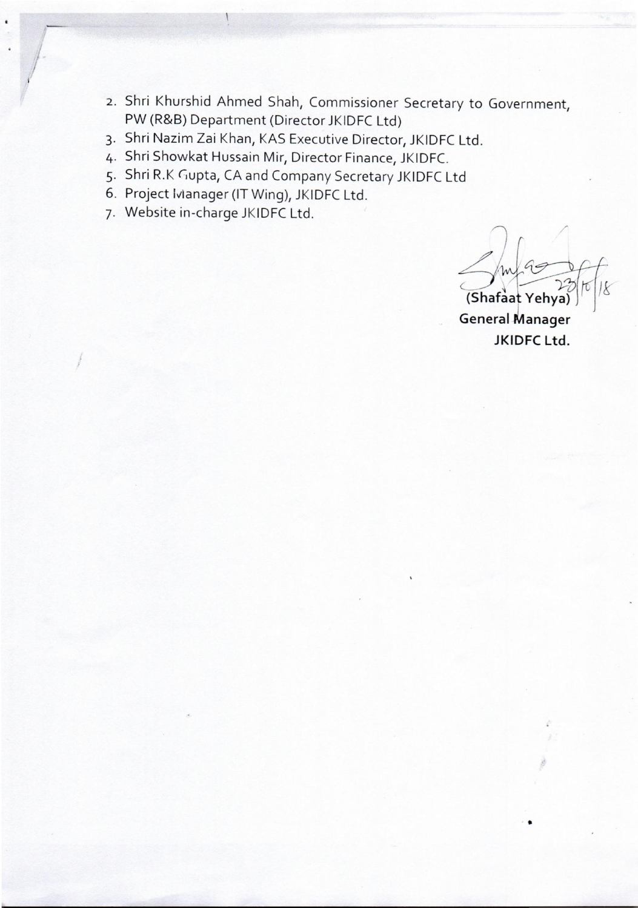2. Shri Khurshid Ahmed Shah, Commissioner Secretary to Government, PW (R&B) Department (Director JKIDFC Ltd)
3. Shri Nazim Zai Khan, KAS Executive Director, JKIDFC Ltd.
4. Shri Showkat Hussain Mir, Director Finance, JKIDFC.
5. Shri R.K Gupta, CA and Company Secretary JKIDFC Ltd
6. Project Manager (IT Wing), JKIDFC Ltd.
7. Website in-charge JKIDFC Ltd.

23/10/18

(Shafaat Yehya)

**General Manager**

**JKIDFC Ltd.**